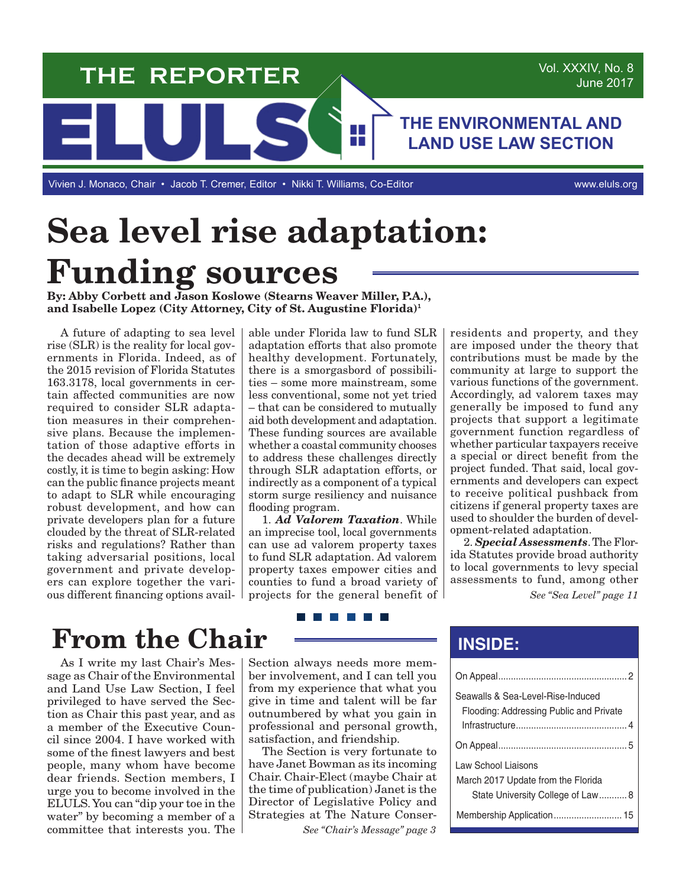# THE REPORTER

# ELULS

## THE ENVIRONMENTAL AND LAND USE LAW SECTION

Vivien J. Monaco, Chair • Jacob T. Cremer, Editor • Nikki T. Williams, Co-Editor

www.eluls.org

# Sea level rise adaptation: Funding sources

**By: Abby Corbett and Jason Koslowe (Stearns Weaver Miller, P.A.), and Isabelle Lopez (City Attorney, City of St. Augustine Florida)[1]**

A future of adapting to sea level rise (SLR) is the reality for local governments in Florida. Indeed, as of the 2015 revision of Florida Statutes 163.3178, local governments in certain affected communities are now required to consider SLR adaptation measures in their comprehensive plans. Because the implementation of those adaptive efforts in the decades ahead will be extremely costly, it is time to begin asking: How can the public finance projects meant to adapt to SLR while encouraging robust development, and how can private developers plan for a future clouded by the threat of SLR-related risks and regulations? Rather than taking adversarial positions, local government and private developers can explore together the various different financing options available under Florida law to fund SLR adaptation efforts that also promote healthy development. Fortunately, there is a smorgasbord of possibilities – some more mainstream, some less conventional, some not yet tried – that can be considered to mutually aid both development and adaptation. These funding sources are available whether a coastal community chooses to address these challenges directly through SLR adaptation efforts, or indirectly as a component of a typical storm surge resiliency and nuisance flooding program.

1. ***Ad Valorem Taxation***. While an imprecise tool, local governments can use ad valorem property taxes to fund SLR adaptation. Ad valorem property taxes empower cities and counties to fund a broad variety of projects for the general benefit of residents and property, and they are imposed under the theory that contributions must be made by the community at large to support the various functions of the government. Accordingly, ad valorem taxes may generally be imposed to fund any projects that support a legitimate government function regardless of whether particular taxpayers receive a special or direct benefit from the project funded. That said, local governments and developers can expect to receive political pushback from citizens if general property taxes are used to shoulder the burden of development-related adaptation.

2. ***Special Assessments***. The Florida Statutes provide broad authority to local governments to levy special assessments to fund, among other

*See "Sea Level" page 11*

# From the Chair

As I write my last Chair's Message as Chair of the Environmental and Land Use Law Section, I feel privileged to have served the Section as Chair this past year, and as a member of the Executive Council since 2004. I have worked with some of the finest lawyers and best people, many whom have become dear friends. Section members, I urge you to become involved in the ELULS. You can "dip your toe in the water" by becoming a member of a committee that interests you. The Section always needs more member involvement, and I can tell you from my experience that what you give in time and talent will be far outnumbered by what you gain in professional and personal growth, satisfaction, and friendship.

The Section is very fortunate to have Janet Bowman as its incoming Chair. Chair-Elect (maybe Chair at the time of publication) Janet is the Director of Legislative Policy and Strategies at The Nature Conser-

*See "Chair's Message" page 3*

## INSIDE:

- On Appeal .......... 2
- Seawalls & Sea-Level-Rise-Induced Flooding: Addressing Public and Private Infrastructure .......... 4
- On Appeal .......... 5
- Law School Liaisons March 2017 Update from the Florida State University College of Law .......... 8
- Membership Application .......... 15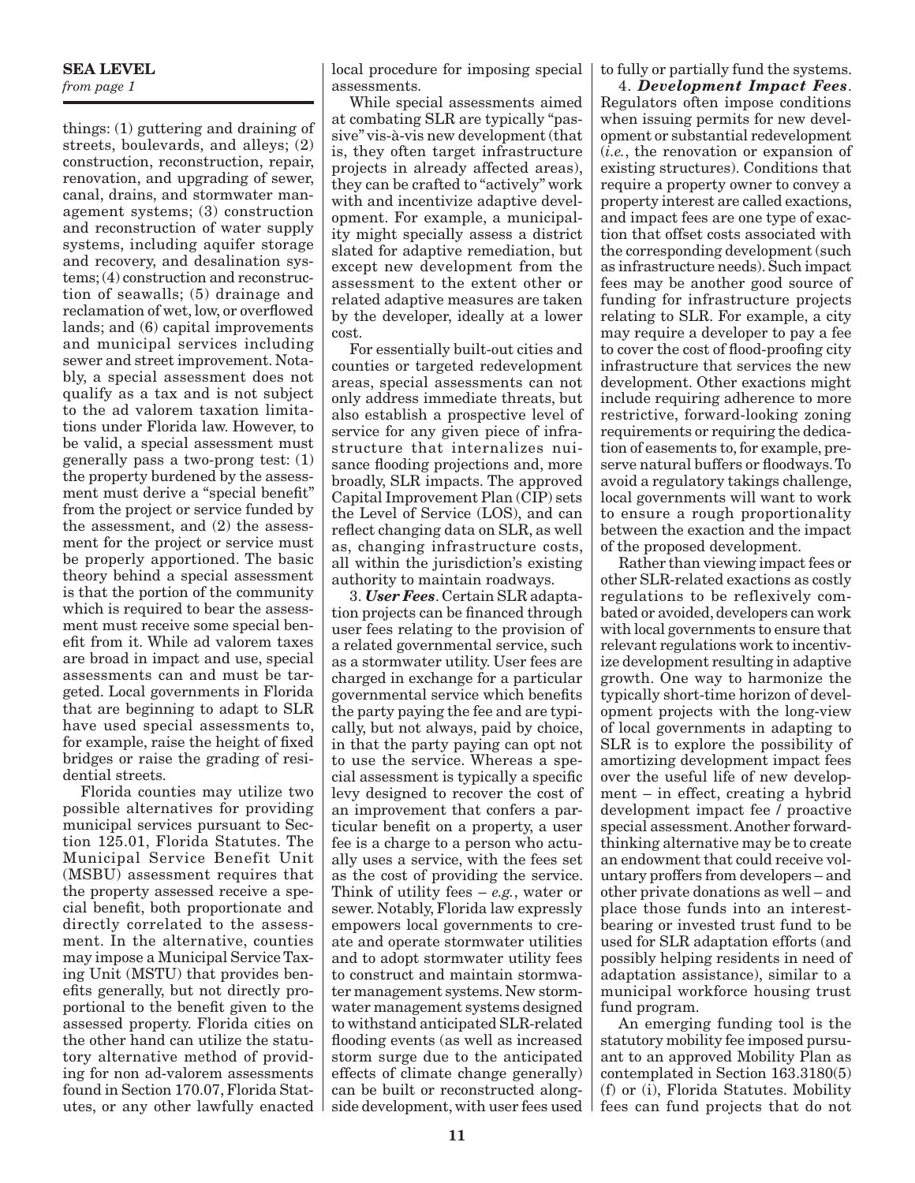**SEA LEVEL**
*from page 1*

things: (1) guttering and draining of streets, boulevards, and alleys; (2) construction, reconstruction, repair, renovation, and upgrading of sewer, canal, drains, and stormwater management systems; (3) construction and reconstruction of water supply systems, including aquifer storage and recovery, and desalination systems; (4) construction and reconstruction of seawalls; (5) drainage and reclamation of wet, low, or overflowed lands; and (6) capital improvements and municipal services including sewer and street improvement. Notably, a special assessment does not qualify as a tax and is not subject to the ad valorem taxation limitations under Florida law. However, to be valid, a special assessment must generally pass a two-prong test: (1) the property burdened by the assessment must derive a "special benefit" from the project or service funded by the assessment, and (2) the assessment for the project or service must be properly apportioned. The basic theory behind a special assessment is that the portion of the community which is required to bear the assessment must receive some special benefit from it. While ad valorem taxes are broad in impact and use, special assessments can and must be targeted. Local governments in Florida that are beginning to adapt to SLR have used special assessments to, for example, raise the height of fixed bridges or raise the grading of residential streets.

Florida counties may utilize two possible alternatives for providing municipal services pursuant to Section 125.01, Florida Statutes. The Municipal Service Benefit Unit (MSBU) assessment requires that the property assessed receive a special benefit, both proportionate and directly correlated to the assessment. In the alternative, counties may impose a Municipal Service Taxing Unit (MSTU) that provides benefits generally, but not directly proportional to the benefit given to the assessed property. Florida cities on the other hand can utilize the statutory alternative method of providing for non ad-valorem assessments found in Section 170.07, Florida Statutes, or any other lawfully enacted local procedure for imposing special assessments.

While special assessments aimed at combating SLR are typically "passive" vis-à-vis new development (that is, they often target infrastructure projects in already affected areas), they can be crafted to "actively" work with and incentivize adaptive development. For example, a municipality might specially assess a district slated for adaptive remediation, but except new development from the assessment to the extent other or related adaptive measures are taken by the developer, ideally at a lower cost.

For essentially built-out cities and counties or targeted redevelopment areas, special assessments can not only address immediate threats, but also establish a prospective level of service for any given piece of infrastructure that internalizes nuisance flooding projections and, more broadly, SLR impacts. The approved Capital Improvement Plan (CIP) sets the Level of Service (LOS), and can reflect changing data on SLR, as well as, changing infrastructure costs, all within the jurisdiction's existing authority to maintain roadways.

3. ***User Fees***. Certain SLR adaptation projects can be financed through user fees relating to the provision of a related governmental service, such as a stormwater utility. User fees are charged in exchange for a particular governmental service which benefits the party paying the fee and are typically, but not always, paid by choice, in that the party paying can opt not to use the service. Whereas a special assessment is typically a specific levy designed to recover the cost of an improvement that confers a particular benefit on a property, a user fee is a charge to a person who actually uses a service, with the fees set as the cost of providing the service. Think of utility fees – *e.g.*, water or sewer. Notably, Florida law expressly empowers local governments to create and operate stormwater utilities and to adopt stormwater utility fees to construct and maintain stormwater management systems. New stormwater management systems designed to withstand anticipated SLR-related flooding events (as well as increased storm surge due to the anticipated effects of climate change generally) can be built or reconstructed alongside development, with user fees used to fully or partially fund the systems.

4. ***Development Impact Fees***. Regulators often impose conditions when issuing permits for new development or substantial redevelopment (*i.e.*, the renovation or expansion of existing structures). Conditions that require a property owner to convey a property interest are called exactions, and impact fees are one type of exaction that offset costs associated with the corresponding development (such as infrastructure needs). Such impact fees may be another good source of funding for infrastructure projects relating to SLR. For example, a city may require a developer to pay a fee to cover the cost of flood-proofing city infrastructure that services the new development. Other exactions might include requiring adherence to more restrictive, forward-looking zoning requirements or requiring the dedication of easements to, for example, preserve natural buffers or floodways. To avoid a regulatory takings challenge, local governments will want to work to ensure a rough proportionality between the exaction and the impact of the proposed development.

Rather than viewing impact fees or other SLR-related exactions as costly regulations to be reflexively combated or avoided, developers can work with local governments to ensure that relevant regulations work to incentivize development resulting in adaptive growth. One way to harmonize the typically short-time horizon of development projects with the long-view of local governments in adapting to SLR is to explore the possibility of amortizing development impact fees over the useful life of new development – in effect, creating a hybrid development impact fee / proactive special assessment. Another forward-thinking alternative may be to create an endowment that could receive voluntary proffers from developers – and other private donations as well – and place those funds into an interest-bearing or invested trust fund to be used for SLR adaptation efforts (and possibly helping residents in need of adaptation assistance), similar to a municipal workforce housing trust fund program.

An emerging funding tool is the statutory mobility fee imposed pursuant to an approved Mobility Plan as contemplated in Section 163.3180(5)(f) or (i), Florida Statutes. Mobility fees can fund projects that do not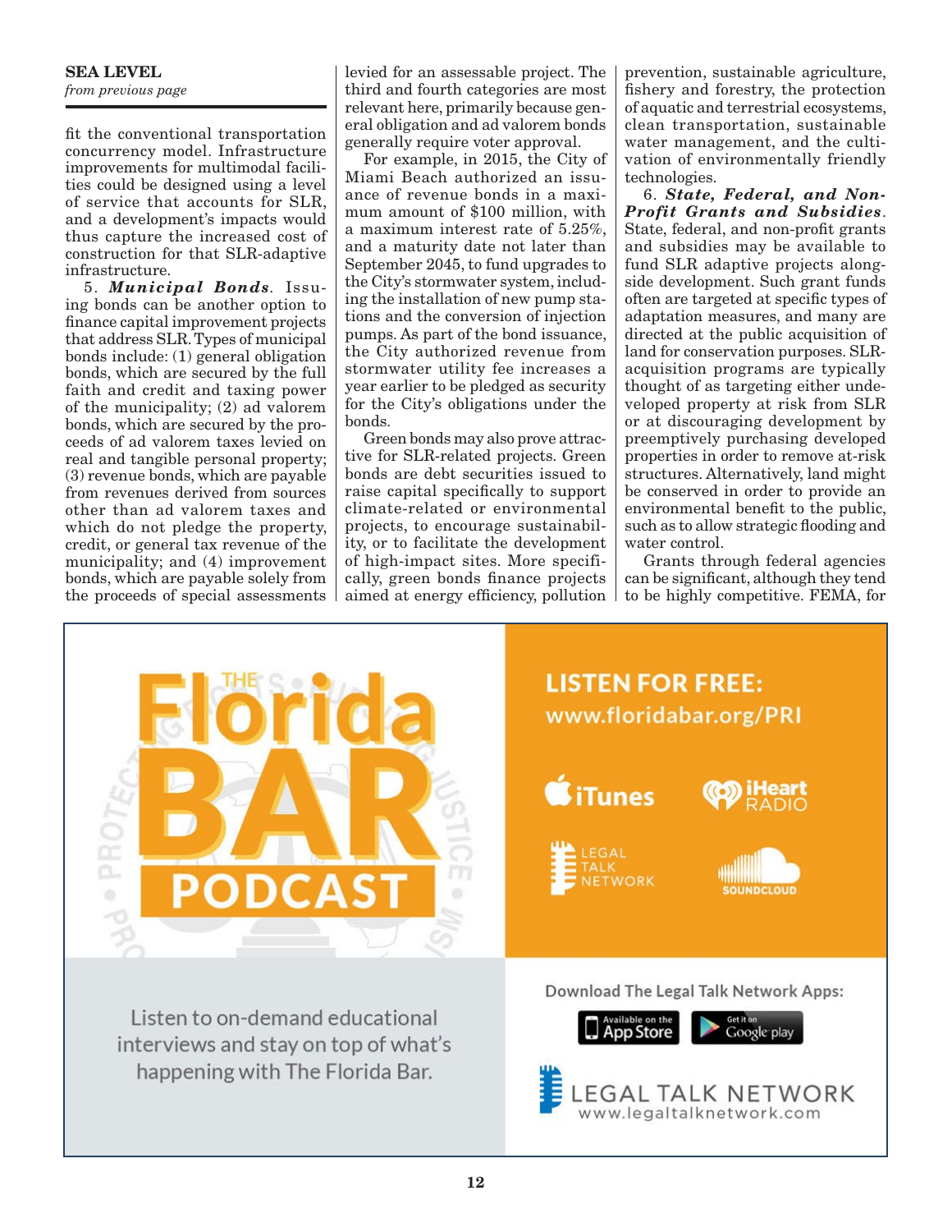**SEA LEVEL**
*from previous page*

fit the conventional transportation concurrency model. Infrastructure improvements for multimodal facilities could be designed using a level of service that accounts for SLR, and a development's impacts would thus capture the increased cost of construction for that SLR-adaptive infrastructure.

5. ***Municipal Bonds***. Issuing bonds can be another option to finance capital improvement projects that address SLR. Types of municipal bonds include: (1) general obligation bonds, which are secured by the full faith and credit and taxing power of the municipality; (2) ad valorem bonds, which are secured by the proceeds of ad valorem taxes levied on real and tangible personal property; (3) revenue bonds, which are payable from revenues derived from sources other than ad valorem taxes and which do not pledge the property, credit, or general tax revenue of the municipality; and (4) improvement bonds, which are payable solely from the proceeds of special assessments levied for an assessable project. The third and fourth categories are most relevant here, primarily because general obligation and ad valorem bonds generally require voter approval.

For example, in 2015, the City of Miami Beach authorized an issuance of revenue bonds in a maximum amount of $100 million, with a maximum interest rate of 5.25%, and a maturity date not later than September 2045, to fund upgrades to the City's stormwater system, including the installation of new pump stations and the conversion of injection pumps. As part of the bond issuance, the City authorized revenue from stormwater utility fee increases a year earlier to be pledged as security for the City's obligations under the bonds.

Green bonds may also prove attractive for SLR-related projects. Green bonds are debt securities issued to raise capital specifically to support climate-related or environmental projects, to encourage sustainability, or to facilitate the development of high-impact sites. More specifically, green bonds finance projects aimed at energy efficiency, pollution prevention, sustainable agriculture, fishery and forestry, the protection of aquatic and terrestrial ecosystems, clean transportation, sustainable water management, and the cultivation of environmentally friendly technologies.

6. ***State, Federal, and Non-Profit Grants and Subsidies***. State, federal, and non-profit grants and subsidies may be available to fund SLR adaptive projects alongside development. Such grant funds often are targeted at specific types of adaptation measures, and many are directed at the public acquisition of land for conservation purposes. SLR-acquisition programs are typically thought of as targeting either undeveloped property at risk from SLR or at discouraging development by preemptively purchasing developed properties in order to remove at-risk structures. Alternatively, land might be conserved in order to provide an environmental benefit to the public, such as to allow strategic flooding and water control.

Grants through federal agencies can be significant, although they tend to be highly competitive. FEMA, for

THE Florida BAR PODCAST

LISTEN FOR FREE: www.floridabar.org/PRI

iTunes | iHeart RADIO | LEGAL TALK NETWORK | SOUNDCLOUD

Listen to on-demand educational interviews and stay on top of what's happening with The Florida Bar.

Download The Legal Talk Network Apps:

Available on the App Store | Get it on Google play

LEGAL TALK NETWORK
www.legaltalknetwork.com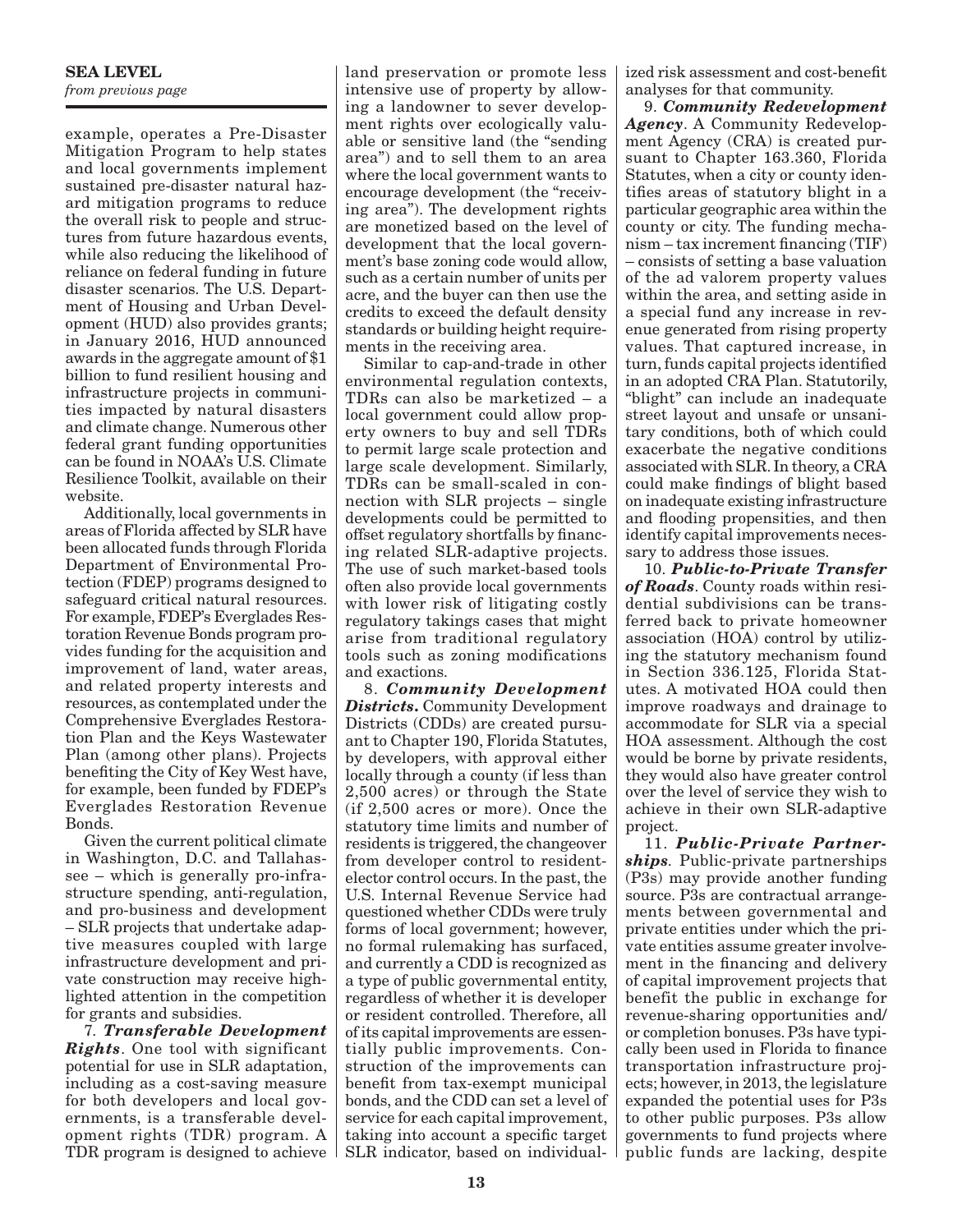**SEA LEVEL**
*from previous page*

example, operates a Pre-Disaster Mitigation Program to help states and local governments implement sustained pre-disaster natural hazard mitigation programs to reduce the overall risk to people and structures from future hazardous events, while also reducing the likelihood of reliance on federal funding in future disaster scenarios. The U.S. Department of Housing and Urban Development (HUD) also provides grants; in January 2016, HUD announced awards in the aggregate amount of $1 billion to fund resilient housing and infrastructure projects in communities impacted by natural disasters and climate change. Numerous other federal grant funding opportunities can be found in NOAA's U.S. Climate Resilience Toolkit, available on their website.

Additionally, local governments in areas of Florida affected by SLR have been allocated funds through Florida Department of Environmental Protection (FDEP) programs designed to safeguard critical natural resources. For example, FDEP's Everglades Restoration Revenue Bonds program provides funding for the acquisition and improvement of land, water areas, and related property interests and resources, as contemplated under the Comprehensive Everglades Restoration Plan and the Keys Wastewater Plan (among other plans). Projects benefiting the City of Key West have, for example, been funded by FDEP's Everglades Restoration Revenue Bonds.

Given the current political climate in Washington, D.C. and Tallahassee – which is generally pro-infrastructure spending, anti-regulation, and pro-business and development – SLR projects that undertake adaptive measures coupled with large infrastructure development and private construction may receive highlighted attention in the competition for grants and subsidies.

7. ***Transferable Development Rights***. One tool with significant potential for use in SLR adaptation, including as a cost-saving measure for both developers and local governments, is a transferable development rights (TDR) program. A TDR program is designed to achieve land preservation or promote less intensive use of property by allowing a landowner to sever development rights over ecologically valuable or sensitive land (the "sending area") and to sell them to an area where the local government wants to encourage development (the "receiving area"). The development rights are monetized based on the level of development that the local government's base zoning code would allow, such as a certain number of units per acre, and the buyer can then use the credits to exceed the default density standards or building height requirements in the receiving area.

Similar to cap-and-trade in other environmental regulation contexts, TDRs can also be marketized – a local government could allow property owners to buy and sell TDRs to permit large scale protection and large scale development. Similarly, TDRs can be small-scaled in connection with SLR projects – single developments could be permitted to offset regulatory shortfalls by financing related SLR-adaptive projects. The use of such market-based tools often also provide local governments with lower risk of litigating costly regulatory takings cases that might arise from traditional regulatory tools such as zoning modifications and exactions.

8. ***Community Development Districts***. Community Development Districts (CDDs) are created pursuant to Chapter 190, Florida Statutes, by developers, with approval either locally through a county (if less than 2,500 acres) or through the State (if 2,500 acres or more). Once the statutory time limits and number of residents is triggered, the changeover from developer control to resident-elector control occurs. In the past, the U.S. Internal Revenue Service had questioned whether CDDs were truly forms of local government; however, no formal rulemaking has surfaced, and currently a CDD is recognized as a type of public governmental entity, regardless of whether it is developer or resident controlled. Therefore, all of its capital improvements are essentially public improvements. Construction of the improvements can benefit from tax-exempt municipal bonds, and the CDD can set a level of service for each capital improvement, taking into account a specific target SLR indicator, based on individualized risk assessment and cost-benefit analyses for that community.

9. ***Community Redevelopment Agency***. A Community Redevelopment Agency (CRA) is created pursuant to Chapter 163.360, Florida Statutes, when a city or county identifies areas of statutory blight in a particular geographic area within the county or city. The funding mechanism – tax increment financing (TIF) – consists of setting a base valuation of the ad valorem property values within the area, and setting aside in a special fund any increase in revenue generated from rising property values. That captured increase, in turn, funds capital projects identified in an adopted CRA Plan. Statutorily, "blight" can include an inadequate street layout and unsafe or unsanitary conditions, both of which could exacerbate the negative conditions associated with SLR. In theory, a CRA could make findings of blight based on inadequate existing infrastructure and flooding propensities, and then identify capital improvements necessary to address those issues.

10. ***Public-to-Private Transfer of Roads***. County roads within residential subdivisions can be transferred back to private homeowner association (HOA) control by utilizing the statutory mechanism found in Section 336.125, Florida Statutes. A motivated HOA could then improve roadways and drainage to accommodate for SLR via a special HOA assessment. Although the cost would be borne by private residents, they would also have greater control over the level of service they wish to achieve in their own SLR-adaptive project.

11. ***Public-Private Partnerships***. Public-private partnerships (P3s) may provide another funding source. P3s are contractual arrangements between governmental and private entities under which the private entities assume greater involvement in the financing and delivery of capital improvement projects that benefit the public in exchange for revenue-sharing opportunities and/or completion bonuses. P3s have typically been used in Florida to finance transportation infrastructure projects; however, in 2013, the legislature expanded the potential uses for P3s to other public purposes. P3s allow governments to fund projects where public funds are lacking, despite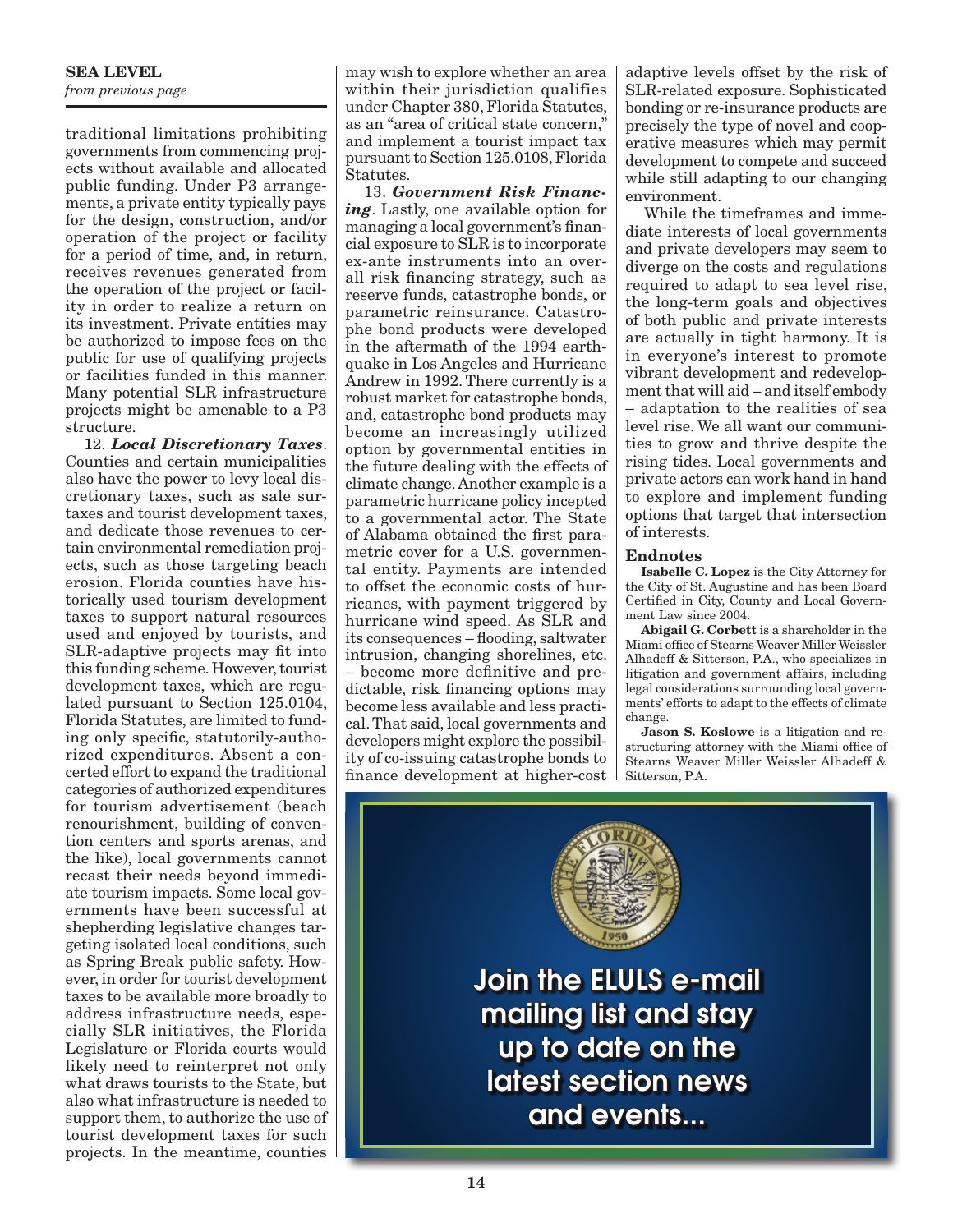**SEA LEVEL**
*from previous page*

traditional limitations prohibiting governments from commencing projects without available and allocated public funding. Under P3 arrangements, a private entity typically pays for the design, construction, and/or operation of the project or facility for a period of time, and, in return, receives revenues generated from the operation of the project or facility in order to realize a return on its investment. Private entities may be authorized to impose fees on the public for use of qualifying projects or facilities funded in this manner. Many potential SLR infrastructure projects might be amenable to a P3 structure.

12. ***Local Discretionary Taxes***. Counties and certain municipalities also have the power to levy local discretionary taxes, such as sale surtaxes and tourist development taxes, and dedicate those revenues to certain environmental remediation projects, such as those targeting beach erosion. Florida counties have historically used tourism development taxes to support natural resources used and enjoyed by tourists, and SLR-adaptive projects may fit into this funding scheme. However, tourist development taxes, which are regulated pursuant to Section 125.0104, Florida Statutes, are limited to funding only specific, statutorily-authorized expenditures. Absent a concerted effort to expand the traditional categories of authorized expenditures for tourism advertisement (beach renourishment, building of convention centers and sports arenas, and the like), local governments cannot recast their needs beyond immediate tourism impacts. Some local governments have been successful at shepherding legislative changes targeting isolated local conditions, such as Spring Break public safety. However, in order for tourist development taxes to be available more broadly to address infrastructure needs, especially SLR initiatives, the Florida Legislature or Florida courts would likely need to reinterpret not only what draws tourists to the State, but also what infrastructure is needed to support them, to authorize the use of tourist development taxes for such projects. In the meantime, counties may wish to explore whether an area within their jurisdiction qualifies under Chapter 380, Florida Statutes, as an "area of critical state concern," and implement a tourist impact tax pursuant to Section 125.0108, Florida Statutes.

13. ***Government Risk Financing***. Lastly, one available option for managing a local government's financial exposure to SLR is to incorporate ex-ante instruments into an overall risk financing strategy, such as reserve funds, catastrophe bonds, or parametric reinsurance. Catastrophe bond products were developed in the aftermath of the 1994 earthquake in Los Angeles and Hurricane Andrew in 1992. There currently is a robust market for catastrophe bonds, and, catastrophe bond products may become an increasingly utilized option by governmental entities in the future dealing with the effects of climate change. Another example is a parametric hurricane policy incepted to a governmental actor. The State of Alabama obtained the first parametric cover for a U.S. governmental entity. Payments are intended to offset the economic costs of hurricanes, with payment triggered by hurricane wind speed. As SLR and its consequences – flooding, saltwater intrusion, changing shorelines, etc. – become more definitive and predictable, risk financing options may become less available and less practical. That said, local governments and developers might explore the possibility of co-issuing catastrophe bonds to finance development at higher-cost adaptive levels offset by the risk of SLR-related exposure. Sophisticated bonding or re-insurance products are precisely the type of novel and cooperative measures which may permit development to compete and succeed while still adapting to our changing environment.

While the timeframes and immediate interests of local governments and private developers may seem to diverge on the costs and regulations required to adapt to sea level rise, the long-term goals and objectives of both public and private interests are actually in tight harmony. It is in everyone's interest to promote vibrant development and redevelopment that will aid – and itself embody – adaptation to the realities of sea level rise. We all want our communities to grow and thrive despite the rising tides. Local governments and private actors can work hand in hand to explore and implement funding options that target that intersection of interests.

**Endnotes**

**Isabelle C. Lopez** is the City Attorney for the City of St. Augustine and has been Board Certified in City, County and Local Government Law since 2004.

**Abigail G. Corbett** is a shareholder in the Miami office of Stearns Weaver Miller Weissler Alhadeff & Sitterson, P.A., who specializes in litigation and government affairs, including legal considerations surrounding local governments' efforts to adapt to the effects of climate change.

**Jason S. Koslowe** is a litigation and restructuring attorney with the Miami office of Stearns Weaver Miller Weissler Alhadeff & Sitterson, P.A.

**Join the ELULS e-mail mailing list and stay up to date on the latest section news and events...**